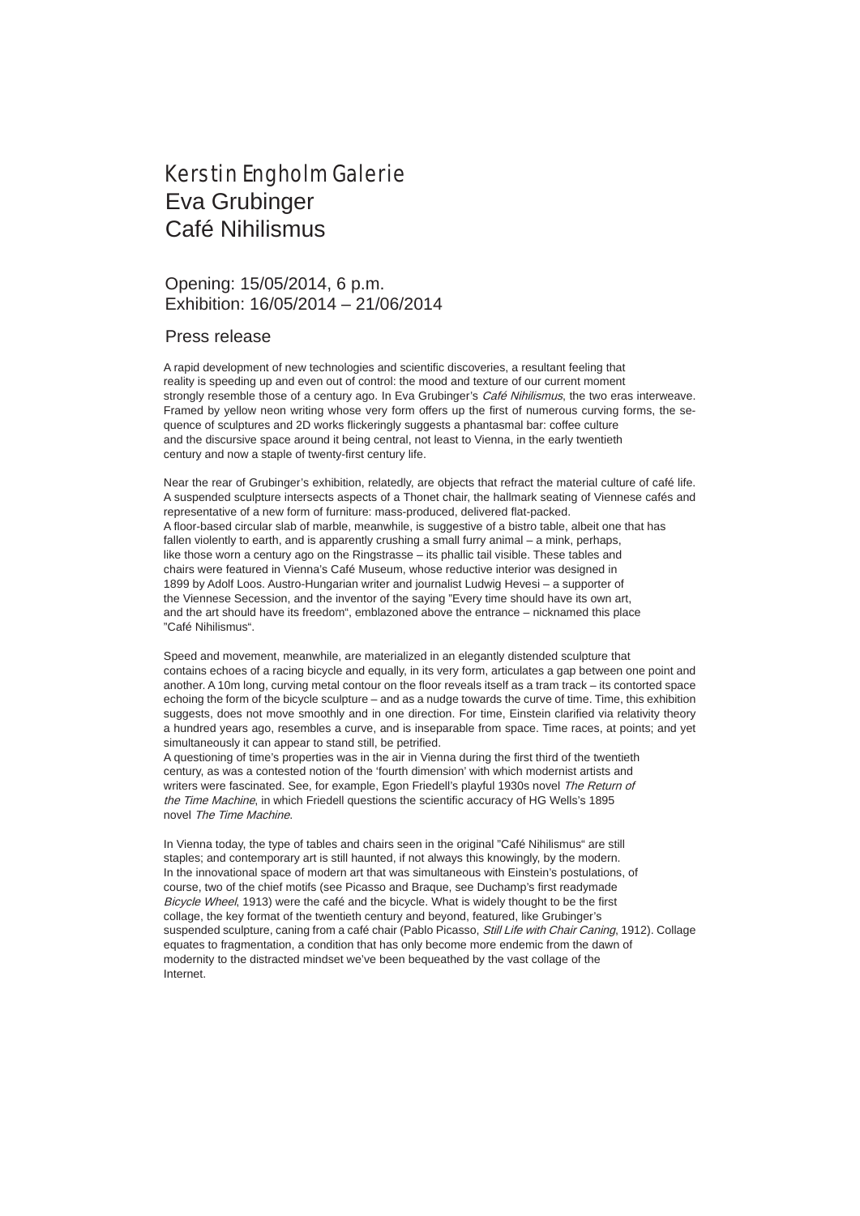# Kerstin Engholm Galerie
# Eva Grubinger
# Café Nihilismus

Opening: 15/05/2014, 6 p.m.
Exhibition: 16/05/2014 – 21/06/2014

## Press release

A rapid development of new technologies and scientific discoveries, a resultant feeling that reality is speeding up and even out of control: the mood and texture of our current moment strongly resemble those of a century ago. In Eva Grubinger's *Café Nihilismus*, the two eras interweave. Framed by yellow neon writing whose very form offers up the first of numerous curving forms, the sequence of sculptures and 2D works flickeringly suggests a phantasmal bar: coffee culture and the discursive space around it being central, not least to Vienna, in the early twentieth century and now a staple of twenty-first century life.

Near the rear of Grubinger's exhibition, relatedly, are objects that refract the material culture of café life. A suspended sculpture intersects aspects of a Thonet chair, the hallmark seating of Viennese cafés and representative of a new form of furniture: mass-produced, delivered flat-packed.
A floor-based circular slab of marble, meanwhile, is suggestive of a bistro table, albeit one that has fallen violently to earth, and is apparently crushing a small furry animal – a mink, perhaps, like those worn a century ago on the Ringstrasse – its phallic tail visible. These tables and chairs were featured in Vienna's Café Museum, whose reductive interior was designed in 1899 by Adolf Loos. Austro-Hungarian writer and journalist Ludwig Hevesi – a supporter of the Viennese Secession, and the inventor of the saying "Every time should have its own art, and the art should have its freedom", emblazoned above the entrance – nicknamed this place "Café Nihilismus".

Speed and movement, meanwhile, are materialized in an elegantly distended sculpture that contains echoes of a racing bicycle and equally, in its very form, articulates a gap between one point and another. A 10m long, curving metal contour on the floor reveals itself as a tram track – its contorted space echoing the form of the bicycle sculpture – and as a nudge towards the curve of time. Time, this exhibition suggests, does not move smoothly and in one direction. For time, Einstein clarified via relativity theory a hundred years ago, resembles a curve, and is inseparable from space. Time races, at points; and yet simultaneously it can appear to stand still, be petrified.
A questioning of time's properties was in the air in Vienna during the first third of the twentieth century, as was a contested notion of the 'fourth dimension' with which modernist artists and writers were fascinated. See, for example, Egon Friedell's playful 1930s novel *The Return of the Time Machine*, in which Friedell questions the scientific accuracy of HG Wells's 1895 novel *The Time Machine*.

In Vienna today, the type of tables and chairs seen in the original "Café Nihilismus" are still staples; and contemporary art is still haunted, if not always this knowingly, by the modern. In the innovational space of modern art that was simultaneous with Einstein's postulations, of course, two of the chief motifs (see Picasso and Braque, see Duchamp's first readymade *Bicycle Wheel*, 1913) were the café and the bicycle. What is widely thought to be the first collage, the key format of the twentieth century and beyond, featured, like Grubinger's suspended sculpture, caning from a café chair (Pablo Picasso, *Still Life with Chair Caning*, 1912). Collage equates to fragmentation, a condition that has only become more endemic from the dawn of modernity to the distracted mindset we've been bequeathed by the vast collage of the Internet.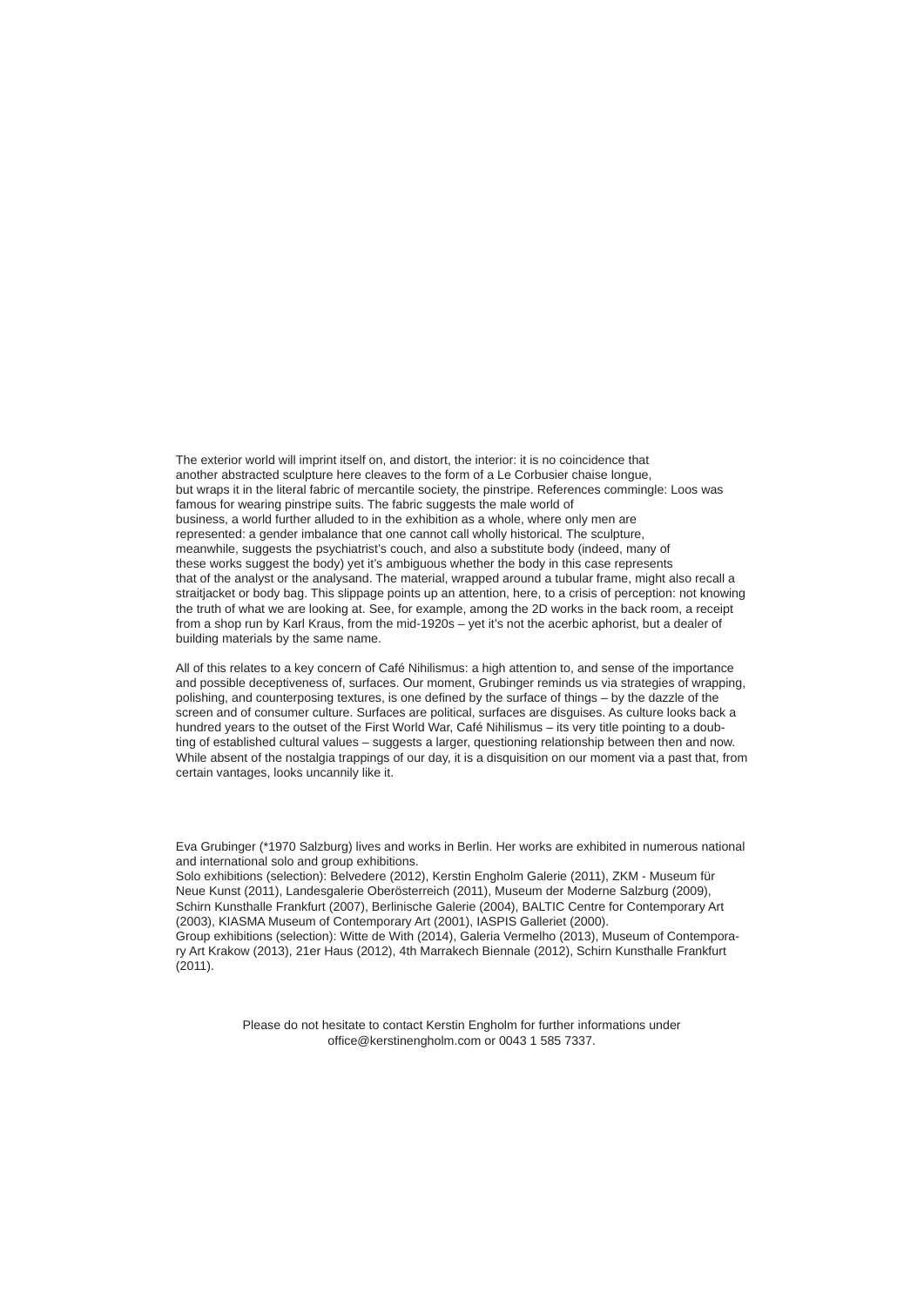The exterior world will imprint itself on, and distort, the interior: it is no coincidence that another abstracted sculpture here cleaves to the form of a Le Corbusier chaise longue, but wraps it in the literal fabric of mercantile society, the pinstripe. References commingle: Loos was famous for wearing pinstripe suits. The fabric suggests the male world of business, a world further alluded to in the exhibition as a whole, where only men are represented: a gender imbalance that one cannot call wholly historical. The sculpture, meanwhile, suggests the psychiatrist's couch, and also a substitute body (indeed, many of these works suggest the body) yet it's ambiguous whether the body in this case represents that of the analyst or the analysand. The material, wrapped around a tubular frame, might also recall a straitjacket or body bag. This slippage points up an attention, here, to a crisis of perception: not knowing the truth of what we are looking at. See, for example, among the 2D works in the back room, a receipt from a shop run by Karl Kraus, from the mid-1920s – yet it's not the acerbic aphorist, but a dealer of building materials by the same name.

All of this relates to a key concern of Café Nihilismus: a high attention to, and sense of the importance and possible deceptiveness of, surfaces. Our moment, Grubinger reminds us via strategies of wrapping, polishing, and counterposing textures, is one defined by the surface of things – by the dazzle of the screen and of consumer culture. Surfaces are political, surfaces are disguises. As culture looks back a hundred years to the outset of the First World War, Café Nihilismus – its very title pointing to a doubting of established cultural values – suggests a larger, questioning relationship between then and now. While absent of the nostalgia trappings of our day, it is a disquisition on our moment via a past that, from certain vantages, looks uncannily like it.

Eva Grubinger (*1970 Salzburg) lives and works in Berlin. Her works are exhibited in numerous national and international solo and group exhibitions.
Solo exhibitions (selection): Belvedere (2012), Kerstin Engholm Galerie (2011), ZKM - Museum für Neue Kunst (2011), Landesgalerie Oberösterreich (2011), Museum der Moderne Salzburg (2009), Schirn Kunsthalle Frankfurt (2007), Berlinische Galerie (2004), BALTIC Centre for Contemporary Art (2003), KIASMA Museum of Contemporary Art (2001), IASPIS Galleriet (2000).
Group exhibitions (selection): Witte de With (2014), Galeria Vermelho (2013), Museum of Contemporary Art Krakow (2013), 21er Haus (2012), 4th Marrakech Biennale (2012), Schirn Kunsthalle Frankfurt (2011).

Please do not hesitate to contact Kerstin Engholm for further informations under office@kerstinengholm.com or 0043 1 585 7337.